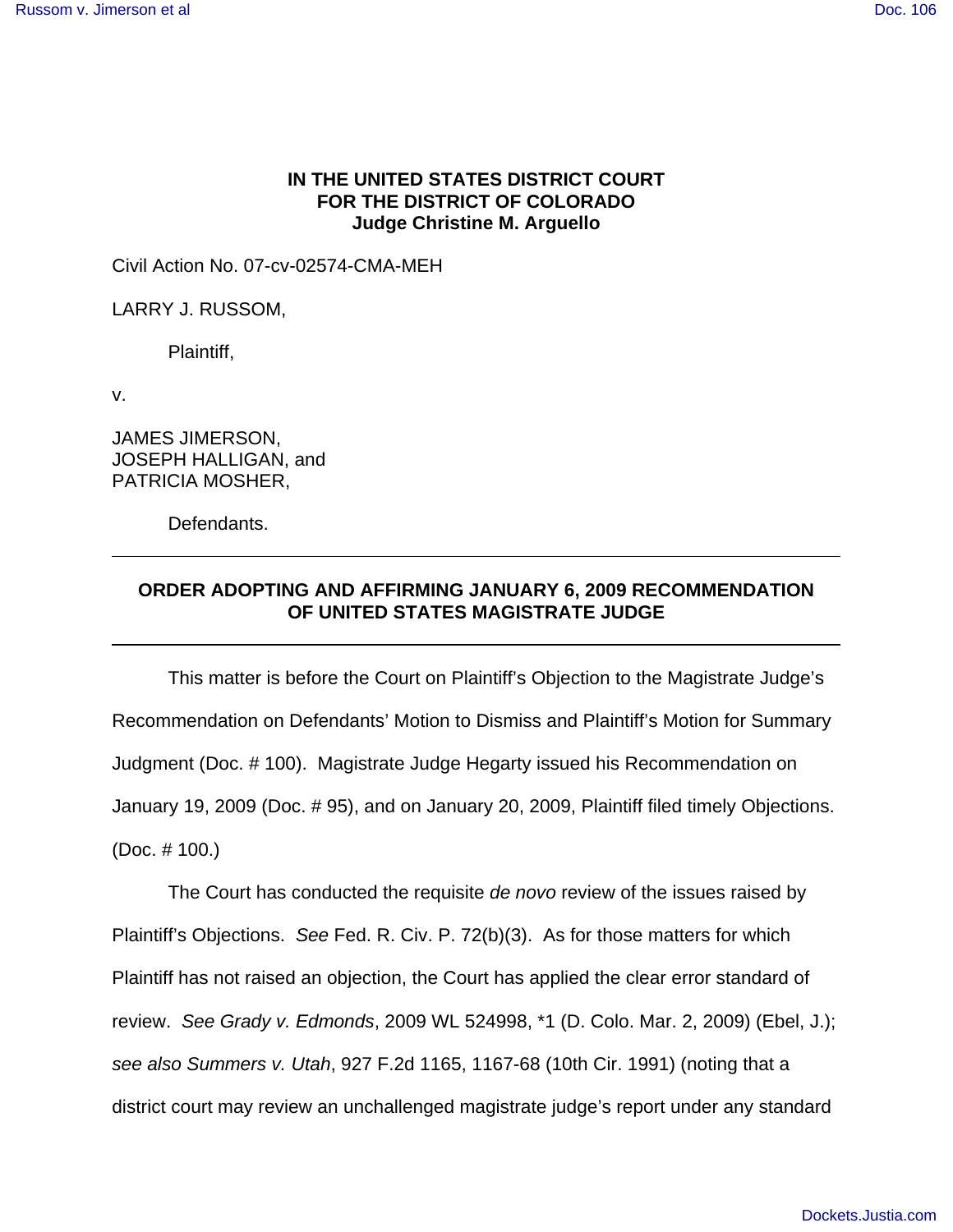**IN THE UNITED STATES DISTRICT COURT**
**FOR THE DISTRICT OF COLORADO**
**Judge Christine M. Arguello**

Civil Action No. 07-cv-02574-CMA-MEH

LARRY J. RUSSOM,

Plaintiff,

v.

JAMES JIMERSON,
JOSEPH HALLIGAN, and
PATRICIA MOSHER,

Defendants.

---

**ORDER ADOPTING AND AFFIRMING JANUARY 6, 2009 RECOMMENDATION OF UNITED STATES MAGISTRATE JUDGE**

---

This matter is before the Court on Plaintiff's Objection to the Magistrate Judge's Recommendation on Defendants' Motion to Dismiss and Plaintiff's Motion for Summary Judgment (Doc. # 100). Magistrate Judge Hegarty issued his Recommendation on January 19, 2009 (Doc. # 95), and on January 20, 2009, Plaintiff filed timely Objections. (Doc. # 100.)

The Court has conducted the requisite *de novo* review of the issues raised by Plaintiff's Objections. *See* Fed. R. Civ. P. 72(b)(3). As for those matters for which Plaintiff has not raised an objection, the Court has applied the clear error standard of review. *See Grady v. Edmonds*, 2009 WL 524998, *1 (D. Colo. Mar. 2, 2009) (Ebel, J.); *see also Summers v. Utah*, 927 F.2d 1165, 1167-68 (10th Cir. 1991) (noting that a district court may review an unchallenged magistrate judge's report under any standard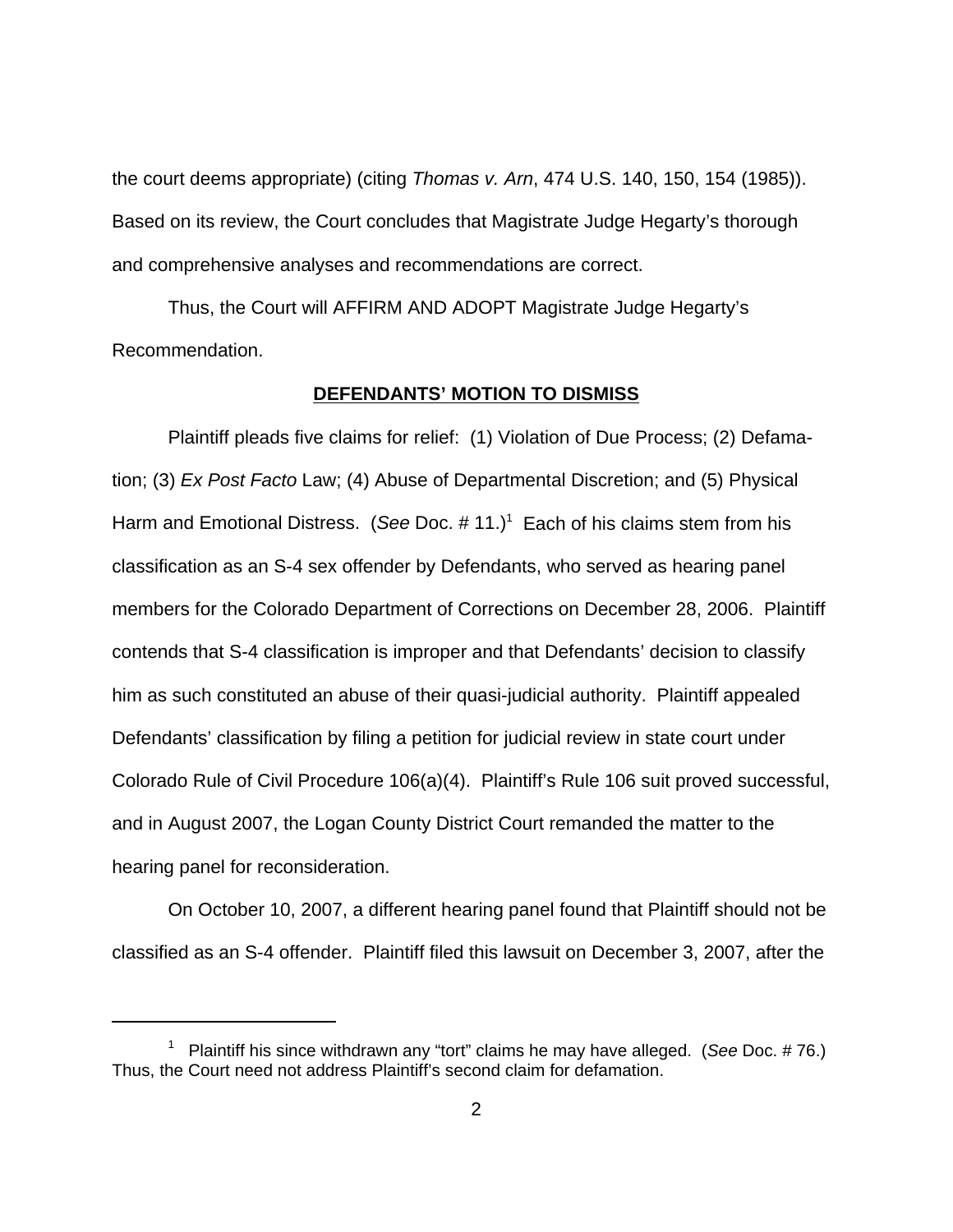the court deems appropriate) (citing *Thomas v. Arn*, 474 U.S. 140, 150, 154 (1985)). Based on its review, the Court concludes that Magistrate Judge Hegarty's thorough and comprehensive analyses and recommendations are correct.

Thus, the Court will AFFIRM AND ADOPT Magistrate Judge Hegarty's Recommendation.

## **DEFENDANTS' MOTION TO DISMISS**

Plaintiff pleads five claims for relief: (1) Violation of Due Process; (2) Defamation; (3) *Ex Post Facto* Law; (4) Abuse of Departmental Discretion; and (5) Physical Harm and Emotional Distress. (*See* Doc. # 11.)[1] Each of his claims stem from his classification as an S-4 sex offender by Defendants, who served as hearing panel members for the Colorado Department of Corrections on December 28, 2006. Plaintiff contends that S-4 classification is improper and that Defendants' decision to classify him as such constituted an abuse of their quasi-judicial authority. Plaintiff appealed Defendants' classification by filing a petition for judicial review in state court under Colorado Rule of Civil Procedure 106(a)(4). Plaintiff's Rule 106 suit proved successful, and in August 2007, the Logan County District Court remanded the matter to the hearing panel for reconsideration.

On October 10, 2007, a different hearing panel found that Plaintiff should not be classified as an S-4 offender. Plaintiff filed this lawsuit on December 3, 2007, after the

[1] Plaintiff his since withdrawn any "tort" claims he may have alleged. (*See* Doc. # 76.) Thus, the Court need not address Plaintiff's second claim for defamation.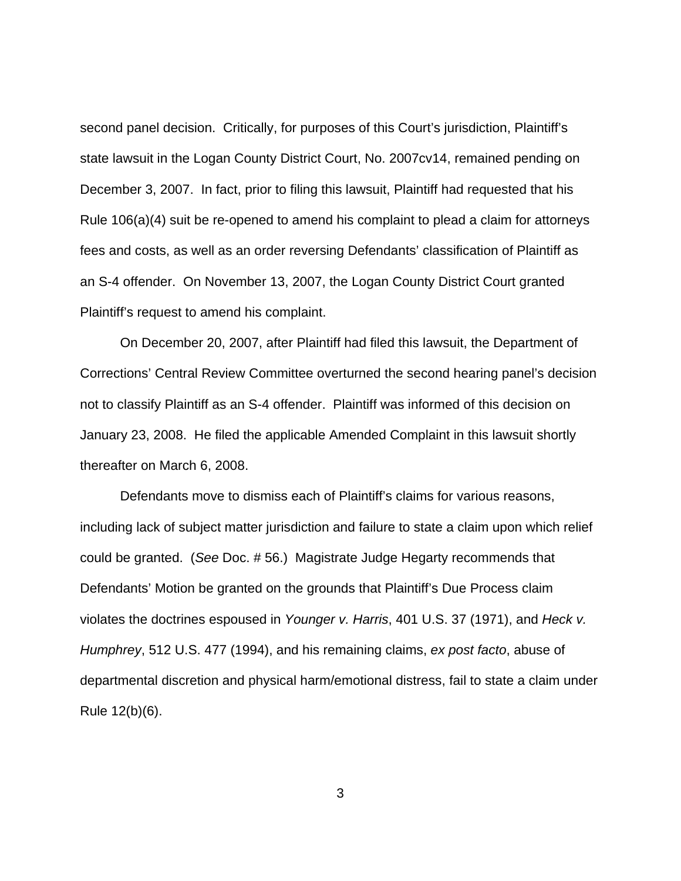second panel decision. Critically, for purposes of this Court's jurisdiction, Plaintiff's state lawsuit in the Logan County District Court, No. 2007cv14, remained pending on December 3, 2007. In fact, prior to filing this lawsuit, Plaintiff had requested that his Rule 106(a)(4) suit be re-opened to amend his complaint to plead a claim for attorneys fees and costs, as well as an order reversing Defendants' classification of Plaintiff as an S-4 offender. On November 13, 2007, the Logan County District Court granted Plaintiff's request to amend his complaint.

On December 20, 2007, after Plaintiff had filed this lawsuit, the Department of Corrections' Central Review Committee overturned the second hearing panel's decision not to classify Plaintiff as an S-4 offender. Plaintiff was informed of this decision on January 23, 2008. He filed the applicable Amended Complaint in this lawsuit shortly thereafter on March 6, 2008.

Defendants move to dismiss each of Plaintiff's claims for various reasons, including lack of subject matter jurisdiction and failure to state a claim upon which relief could be granted. (*See* Doc. # 56.) Magistrate Judge Hegarty recommends that Defendants' Motion be granted on the grounds that Plaintiff's Due Process claim violates the doctrines espoused in *Younger v. Harris*, 401 U.S. 37 (1971), and *Heck v. Humphrey*, 512 U.S. 477 (1994), and his remaining claims, *ex post facto*, abuse of departmental discretion and physical harm/emotional distress, fail to state a claim under Rule 12(b)(6).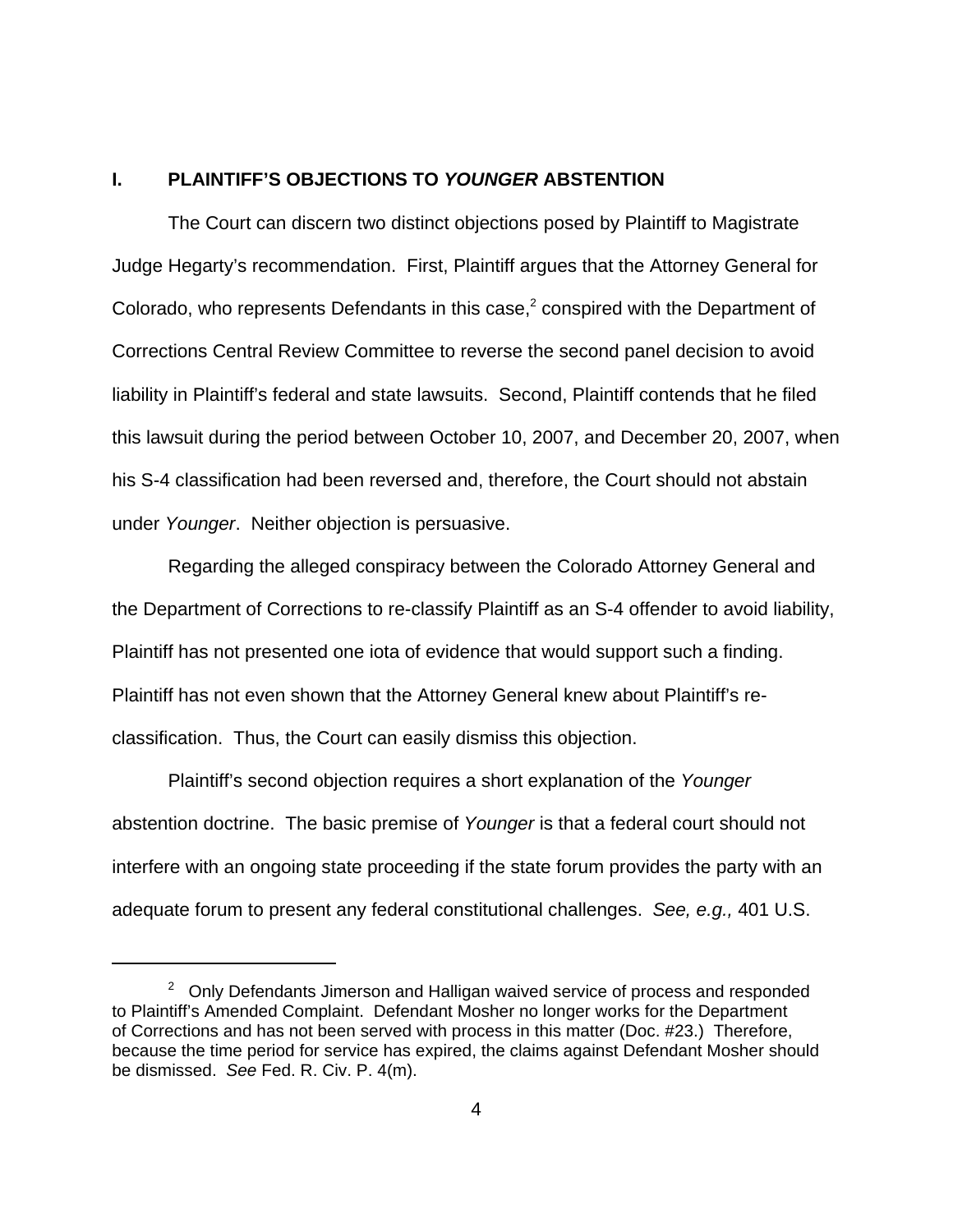## I. PLAINTIFF'S OBJECTIONS TO *YOUNGER* ABSTENTION

The Court can discern two distinct objections posed by Plaintiff to Magistrate Judge Hegarty's recommendation. First, Plaintiff argues that the Attorney General for Colorado, who represents Defendants in this case,[2] conspired with the Department of Corrections Central Review Committee to reverse the second panel decision to avoid liability in Plaintiff's federal and state lawsuits. Second, Plaintiff contends that he filed this lawsuit during the period between October 10, 2007, and December 20, 2007, when his S-4 classification had been reversed and, therefore, the Court should not abstain under *Younger*. Neither objection is persuasive.

Regarding the alleged conspiracy between the Colorado Attorney General and the Department of Corrections to re-classify Plaintiff as an S-4 offender to avoid liability, Plaintiff has not presented one iota of evidence that would support such a finding. Plaintiff has not even shown that the Attorney General knew about Plaintiff's re-classification. Thus, the Court can easily dismiss this objection.

Plaintiff's second objection requires a short explanation of the *Younger* abstention doctrine. The basic premise of *Younger* is that a federal court should not interfere with an ongoing state proceeding if the state forum provides the party with an adequate forum to present any federal constitutional challenges. *See, e.g.,* 401 U.S.

---

[2] Only Defendants Jimerson and Halligan waived service of process and responded to Plaintiff's Amended Complaint. Defendant Mosher no longer works for the Department of Corrections and has not been served with process in this matter (Doc. #23.) Therefore, because the time period for service has expired, the claims against Defendant Mosher should be dismissed. *See* Fed. R. Civ. P. 4(m).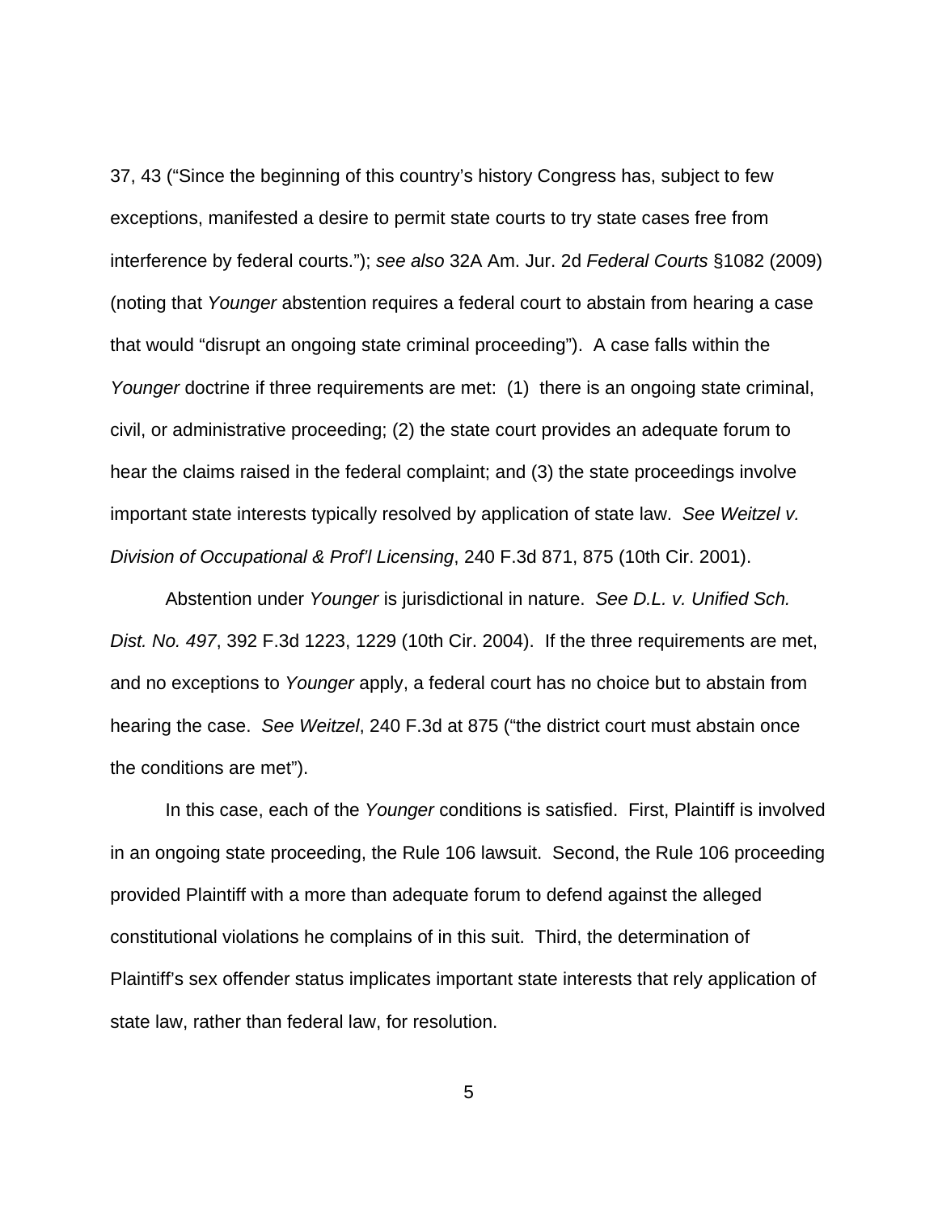37, 43 ("Since the beginning of this country's history Congress has, subject to few exceptions, manifested a desire to permit state courts to try state cases free from interference by federal courts."); *see also* 32A Am. Jur. 2d *Federal Courts* §1082 (2009) (noting that *Younger* abstention requires a federal court to abstain from hearing a case that would "disrupt an ongoing state criminal proceeding"). A case falls within the *Younger* doctrine if three requirements are met: (1) there is an ongoing state criminal, civil, or administrative proceeding; (2) the state court provides an adequate forum to hear the claims raised in the federal complaint; and (3) the state proceedings involve important state interests typically resolved by application of state law. *See Weitzel v. Division of Occupational & Prof'l Licensing*, 240 F.3d 871, 875 (10th Cir. 2001).

Abstention under *Younger* is jurisdictional in nature. *See D.L. v. Unified Sch. Dist. No. 497*, 392 F.3d 1223, 1229 (10th Cir. 2004). If the three requirements are met, and no exceptions to *Younger* apply, a federal court has no choice but to abstain from hearing the case. *See Weitzel*, 240 F.3d at 875 ("the district court must abstain once the conditions are met").

In this case, each of the *Younger* conditions is satisfied. First, Plaintiff is involved in an ongoing state proceeding, the Rule 106 lawsuit. Second, the Rule 106 proceeding provided Plaintiff with a more than adequate forum to defend against the alleged constitutional violations he complains of in this suit. Third, the determination of Plaintiff's sex offender status implicates important state interests that rely application of state law, rather than federal law, for resolution.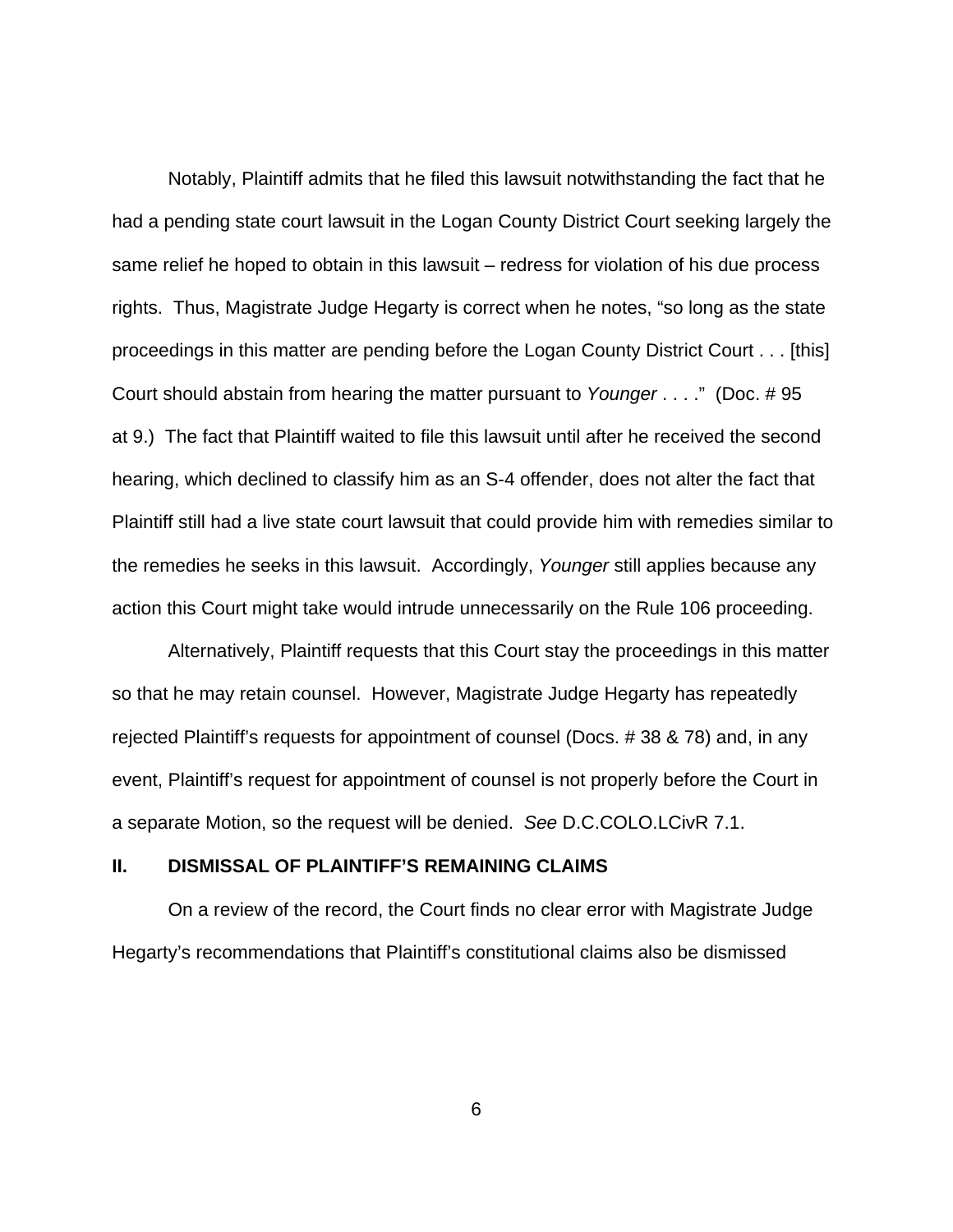Notably, Plaintiff admits that he filed this lawsuit notwithstanding the fact that he had a pending state court lawsuit in the Logan County District Court seeking largely the same relief he hoped to obtain in this lawsuit – redress for violation of his due process rights. Thus, Magistrate Judge Hegarty is correct when he notes, "so long as the state proceedings in this matter are pending before the Logan County District Court . . . [this] Court should abstain from hearing the matter pursuant to *Younger* . . . ." (Doc. # 95 at 9.) The fact that Plaintiff waited to file this lawsuit until after he received the second hearing, which declined to classify him as an S-4 offender, does not alter the fact that Plaintiff still had a live state court lawsuit that could provide him with remedies similar to the remedies he seeks in this lawsuit. Accordingly, *Younger* still applies because any action this Court might take would intrude unnecessarily on the Rule 106 proceeding.

Alternatively, Plaintiff requests that this Court stay the proceedings in this matter so that he may retain counsel. However, Magistrate Judge Hegarty has repeatedly rejected Plaintiff's requests for appointment of counsel (Docs. # 38 & 78) and, in any event, Plaintiff's request for appointment of counsel is not properly before the Court in a separate Motion, so the request will be denied. *See* D.C.COLO.LCivR 7.1.

## II. DISMISSAL OF PLAINTIFF'S REMAINING CLAIMS

On a review of the record, the Court finds no clear error with Magistrate Judge Hegarty's recommendations that Plaintiff's constitutional claims also be dismissed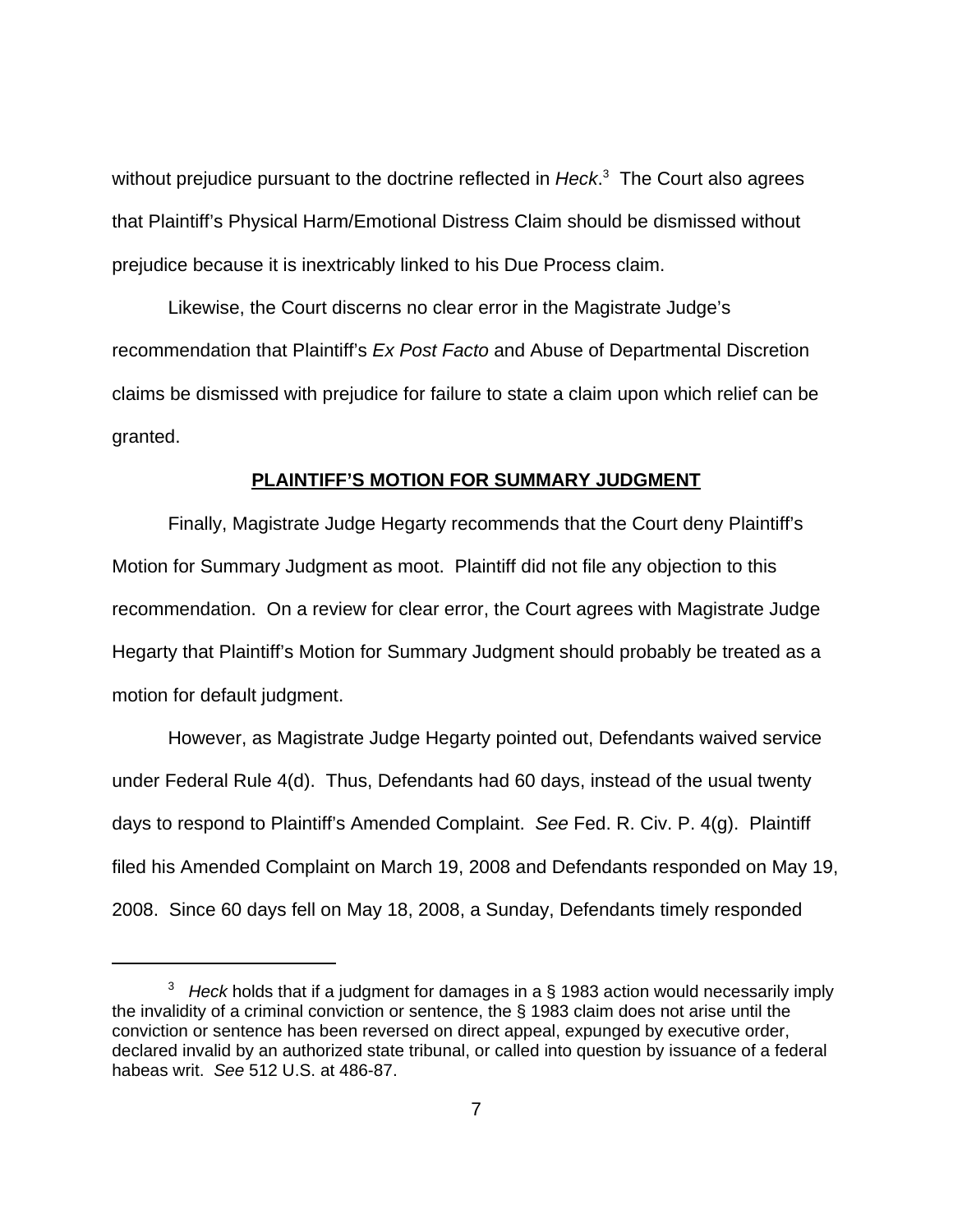without prejudice pursuant to the doctrine reflected in *Heck*.[3] The Court also agrees that Plaintiff's Physical Harm/Emotional Distress Claim should be dismissed without prejudice because it is inextricably linked to his Due Process claim.

Likewise, the Court discerns no clear error in the Magistrate Judge's recommendation that Plaintiff's *Ex Post Facto* and Abuse of Departmental Discretion claims be dismissed with prejudice for failure to state a claim upon which relief can be granted.

## PLAINTIFF'S MOTION FOR SUMMARY JUDGMENT

Finally, Magistrate Judge Hegarty recommends that the Court deny Plaintiff's Motion for Summary Judgment as moot. Plaintiff did not file any objection to this recommendation. On a review for clear error, the Court agrees with Magistrate Judge Hegarty that Plaintiff's Motion for Summary Judgment should probably be treated as a motion for default judgment.

However, as Magistrate Judge Hegarty pointed out, Defendants waived service under Federal Rule 4(d). Thus, Defendants had 60 days, instead of the usual twenty days to respond to Plaintiff's Amended Complaint. *See* Fed. R. Civ. P. 4(g). Plaintiff filed his Amended Complaint on March 19, 2008 and Defendants responded on May 19, 2008. Since 60 days fell on May 18, 2008, a Sunday, Defendants timely responded

---

[3] *Heck* holds that if a judgment for damages in a § 1983 action would necessarily imply the invalidity of a criminal conviction or sentence, the § 1983 claim does not arise until the conviction or sentence has been reversed on direct appeal, expunged by executive order, declared invalid by an authorized state tribunal, or called into question by issuance of a federal habeas writ. *See* 512 U.S. at 486-87.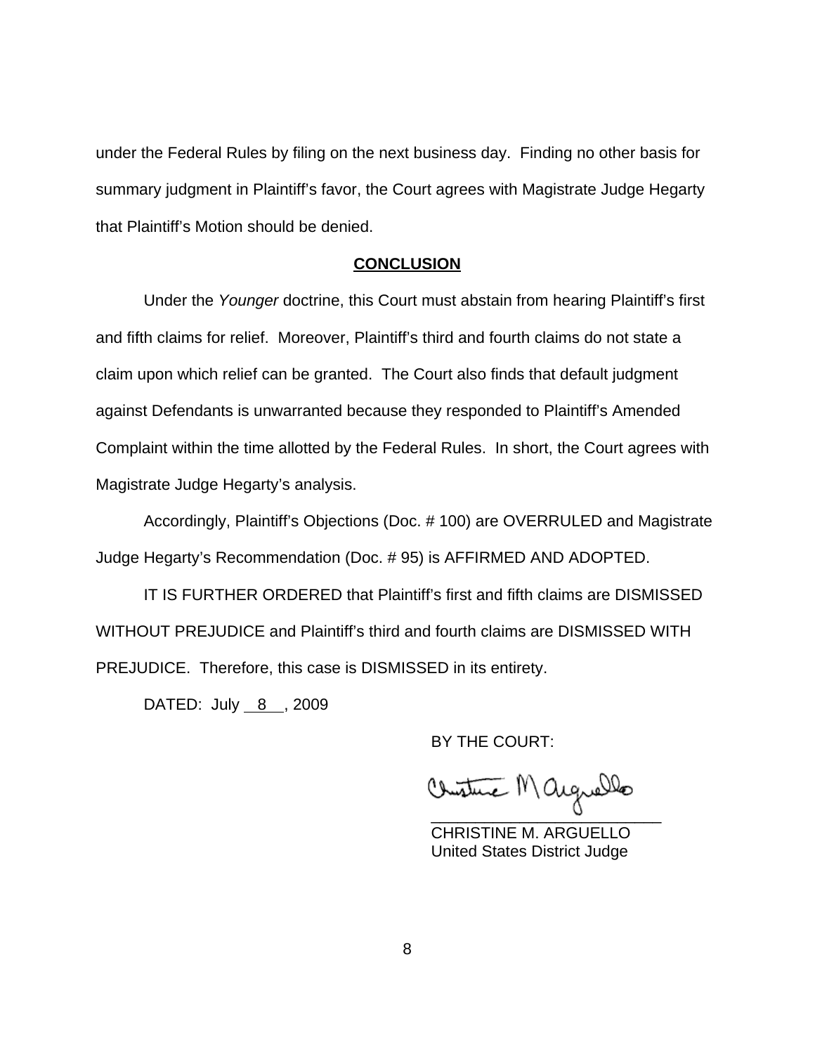under the Federal Rules by filing on the next business day. Finding no other basis for summary judgment in Plaintiff's favor, the Court agrees with Magistrate Judge Hegarty that Plaintiff's Motion should be denied.

## CONCLUSION

Under the *Younger* doctrine, this Court must abstain from hearing Plaintiff's first and fifth claims for relief. Moreover, Plaintiff's third and fourth claims do not state a claim upon which relief can be granted. The Court also finds that default judgment against Defendants is unwarranted because they responded to Plaintiff's Amended Complaint within the time allotted by the Federal Rules. In short, the Court agrees with Magistrate Judge Hegarty's analysis.

Accordingly, Plaintiff's Objections (Doc. # 100) are OVERRULED and Magistrate Judge Hegarty's Recommendation (Doc. # 95) is AFFIRMED AND ADOPTED.

IT IS FURTHER ORDERED that Plaintiff's first and fifth claims are DISMISSED WITHOUT PREJUDICE and Plaintiff's third and fourth claims are DISMISSED WITH PREJUDICE. Therefore, this case is DISMISSED in its entirety.

DATED: July 8 , 2009

BY THE COURT:

Christine M Arguello
\_\_\_\_\_\_\_\_\_\_\_\_\_\_\_\_\_\_\_\_\_\_\_\_\_\_\_\_
CHRISTINE M. ARGUELLO
United States District Judge